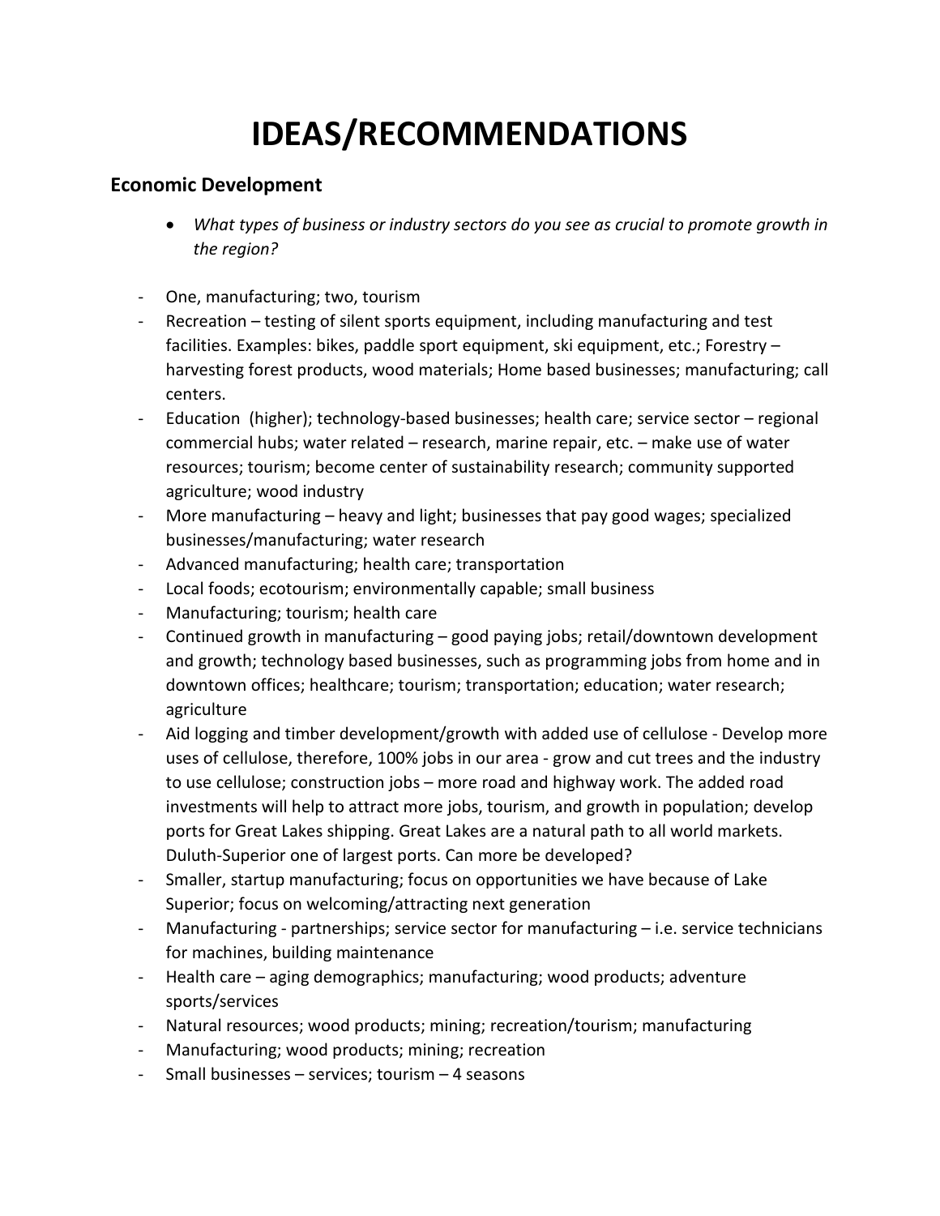# IDEAS/RECOMMENDATIONS

## Economic Development

- *What types of business or industry sectors do you see as crucial to promote growth in the region?*

- One, manufacturing; two, tourism
- Recreation – testing of silent sports equipment, including manufacturing and test facilities. Examples: bikes, paddle sport equipment, ski equipment, etc.; Forestry – harvesting forest products, wood materials; Home based businesses; manufacturing; call centers.
- Education (higher); technology-based businesses; health care; service sector – regional commercial hubs; water related – research, marine repair, etc. – make use of water resources; tourism; become center of sustainability research; community supported agriculture; wood industry
- More manufacturing – heavy and light; businesses that pay good wages; specialized businesses/manufacturing; water research
- Advanced manufacturing; health care; transportation
- Local foods; ecotourism; environmentally capable; small business
- Manufacturing; tourism; health care
- Continued growth in manufacturing – good paying jobs; retail/downtown development and growth; technology based businesses, such as programming jobs from home and in downtown offices; healthcare; tourism; transportation; education; water research; agriculture
- Aid logging and timber development/growth with added use of cellulose - Develop more uses of cellulose, therefore, 100% jobs in our area - grow and cut trees and the industry to use cellulose; construction jobs – more road and highway work. The added road investments will help to attract more jobs, tourism, and growth in population; develop ports for Great Lakes shipping. Great Lakes are a natural path to all world markets. Duluth-Superior one of largest ports. Can more be developed?
- Smaller, startup manufacturing; focus on opportunities we have because of Lake Superior; focus on welcoming/attracting next generation
- Manufacturing - partnerships; service sector for manufacturing – i.e. service technicians for machines, building maintenance
- Health care – aging demographics; manufacturing; wood products; adventure sports/services
- Natural resources; wood products; mining; recreation/tourism; manufacturing
- Manufacturing; wood products; mining; recreation
- Small businesses – services; tourism – 4 seasons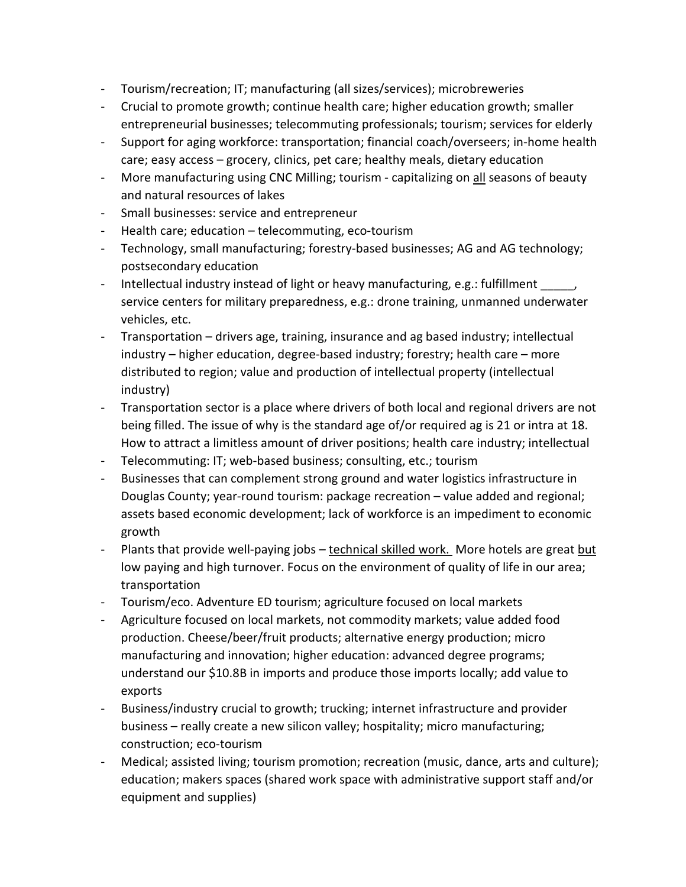- Tourism/recreation; IT; manufacturing (all sizes/services); microbreweries
- Crucial to promote growth; continue health care; higher education growth; smaller entrepreneurial businesses; telecommuting professionals; tourism; services for elderly
- Support for aging workforce: transportation; financial coach/overseers; in-home health care; easy access – grocery, clinics, pet care; healthy meals, dietary education
- More manufacturing using CNC Milling; tourism - capitalizing on <u>all</u> seasons of beauty and natural resources of lakes
- Small businesses: service and entrepreneur
- Health care; education – telecommuting, eco-tourism
- Technology, small manufacturing; forestry-based businesses; AG and AG technology; postsecondary education
- Intellectual industry instead of light or heavy manufacturing, e.g.: fulfillment _____, service centers for military preparedness, e.g.: drone training, unmanned underwater vehicles, etc.
- Transportation – drivers age, training, insurance and ag based industry; intellectual industry – higher education, degree-based industry; forestry; health care – more distributed to region; value and production of intellectual property (intellectual industry)
- Transportation sector is a place where drivers of both local and regional drivers are not being filled. The issue of why is the standard age of/or required ag is 21 or intra at 18. How to attract a limitless amount of driver positions; health care industry; intellectual
- Telecommuting: IT; web-based business; consulting, etc.; tourism
- Businesses that can complement strong ground and water logistics infrastructure in Douglas County; year-round tourism: package recreation – value added and regional; assets based economic development; lack of workforce is an impediment to economic growth
- Plants that provide well-paying jobs – <u>technical skilled work.</u> More hotels are great <u>but</u> low paying and high turnover. Focus on the environment of quality of life in our area; transportation
- Tourism/eco. Adventure ED tourism; agriculture focused on local markets
- Agriculture focused on local markets, not commodity markets; value added food production. Cheese/beer/fruit products; alternative energy production; micro manufacturing and innovation; higher education: advanced degree programs; understand our $10.8B in imports and produce those imports locally; add value to exports
- Business/industry crucial to growth; trucking; internet infrastructure and provider business – really create a new silicon valley; hospitality; micro manufacturing; construction; eco-tourism
- Medical; assisted living; tourism promotion; recreation (music, dance, arts and culture); education; makers spaces (shared work space with administrative support staff and/or equipment and supplies)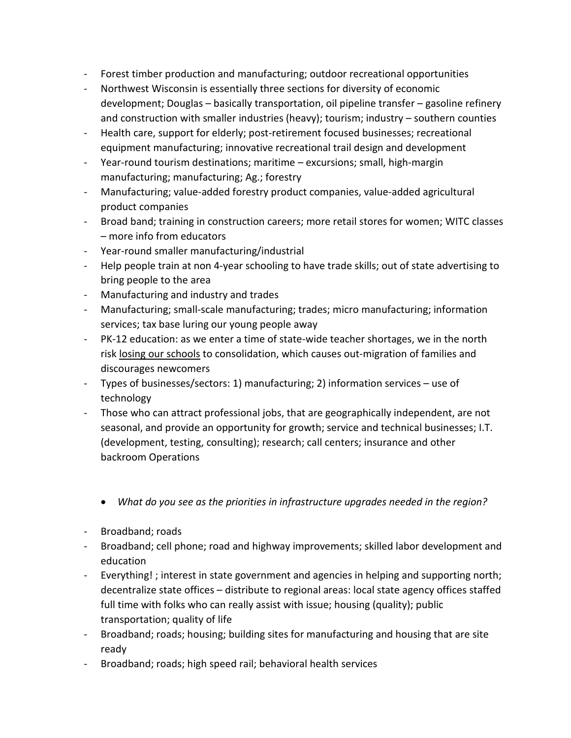- Forest timber production and manufacturing; outdoor recreational opportunities
- Northwest Wisconsin is essentially three sections for diversity of economic development; Douglas – basically transportation, oil pipeline transfer – gasoline refinery and construction with smaller industries (heavy); tourism; industry – southern counties
- Health care, support for elderly; post-retirement focused businesses; recreational equipment manufacturing; innovative recreational trail design and development
- Year-round tourism destinations; maritime – excursions; small, high-margin manufacturing; manufacturing; Ag.; forestry
- Manufacturing; value-added forestry product companies, value-added agricultural product companies
- Broad band; training in construction careers; more retail stores for women; WITC classes – more info from educators
- Year-round smaller manufacturing/industrial
- Help people train at non 4-year schooling to have trade skills; out of state advertising to bring people to the area
- Manufacturing and industry and trades
- Manufacturing; small-scale manufacturing; trades; micro manufacturing; information services; tax base luring our young people away
- PK-12 education: as we enter a time of state-wide teacher shortages, we in the north risk <u>losing our schools</u> to consolidation, which causes out-migration of families and discourages newcomers
- Types of businesses/sectors: 1) manufacturing; 2) information services – use of technology
- Those who can attract professional jobs, that are geographically independent, are not seasonal, and provide an opportunity for growth; service and technical businesses; I.T. (development, testing, consulting); research; call centers; insurance and other backroom Operations

- *What do you see as the priorities in infrastructure upgrades needed in the region?*

- Broadband; roads
- Broadband; cell phone; road and highway improvements; skilled labor development and education
- Everything! ; interest in state government and agencies in helping and supporting north; decentralize state offices – distribute to regional areas: local state agency offices staffed full time with folks who can really assist with issue; housing (quality); public transportation; quality of life
- Broadband; roads; housing; building sites for manufacturing and housing that are site ready
- Broadband; roads; high speed rail; behavioral health services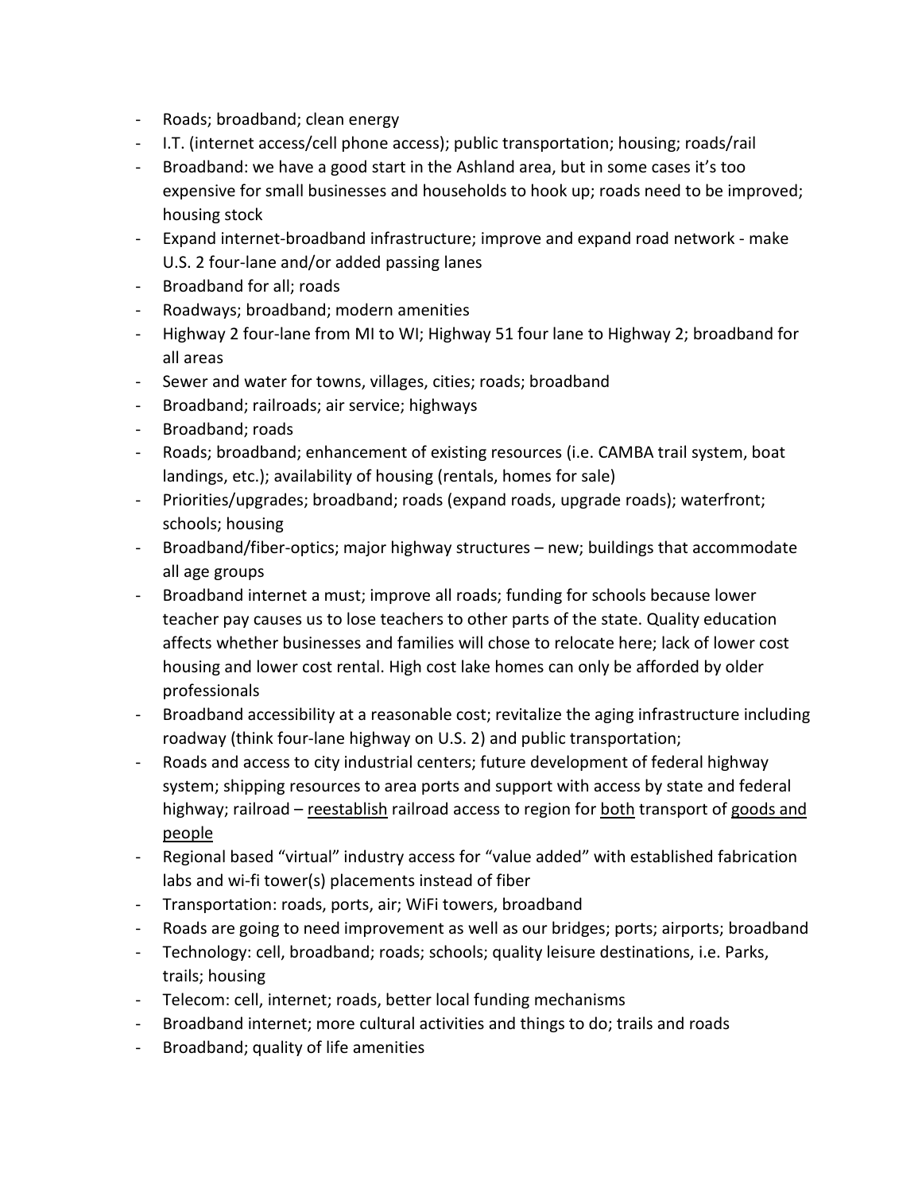- Roads; broadband; clean energy
- I.T. (internet access/cell phone access); public transportation; housing; roads/rail
- Broadband: we have a good start in the Ashland area, but in some cases it's too expensive for small businesses and households to hook up; roads need to be improved; housing stock
- Expand internet-broadband infrastructure; improve and expand road network - make U.S. 2 four-lane and/or added passing lanes
- Broadband for all; roads
- Roadways; broadband; modern amenities
- Highway 2 four-lane from MI to WI; Highway 51 four lane to Highway 2; broadband for all areas
- Sewer and water for towns, villages, cities; roads; broadband
- Broadband; railroads; air service; highways
- Broadband; roads
- Roads; broadband; enhancement of existing resources (i.e. CAMBA trail system, boat landings, etc.); availability of housing (rentals, homes for sale)
- Priorities/upgrades; broadband; roads (expand roads, upgrade roads); waterfront; schools; housing
- Broadband/fiber-optics; major highway structures – new; buildings that accommodate all age groups
- Broadband internet a must; improve all roads; funding for schools because lower teacher pay causes us to lose teachers to other parts of the state. Quality education affects whether businesses and families will chose to relocate here; lack of lower cost housing and lower cost rental. High cost lake homes can only be afforded by older professionals
- Broadband accessibility at a reasonable cost; revitalize the aging infrastructure including roadway (think four-lane highway on U.S. 2) and public transportation;
- Roads and access to city industrial centers; future development of federal highway system; shipping resources to area ports and support with access by state and federal highway; railroad – <u>reestablish</u> railroad access to region for <u>both</u> transport of <u>goods and people</u>
- Regional based "virtual" industry access for "value added" with established fabrication labs and wi-fi tower(s) placements instead of fiber
- Transportation: roads, ports, air; WiFi towers, broadband
- Roads are going to need improvement as well as our bridges; ports; airports; broadband
- Technology: cell, broadband; roads; schools; quality leisure destinations, i.e. Parks, trails; housing
- Telecom: cell, internet; roads, better local funding mechanisms
- Broadband internet; more cultural activities and things to do; trails and roads
- Broadband; quality of life amenities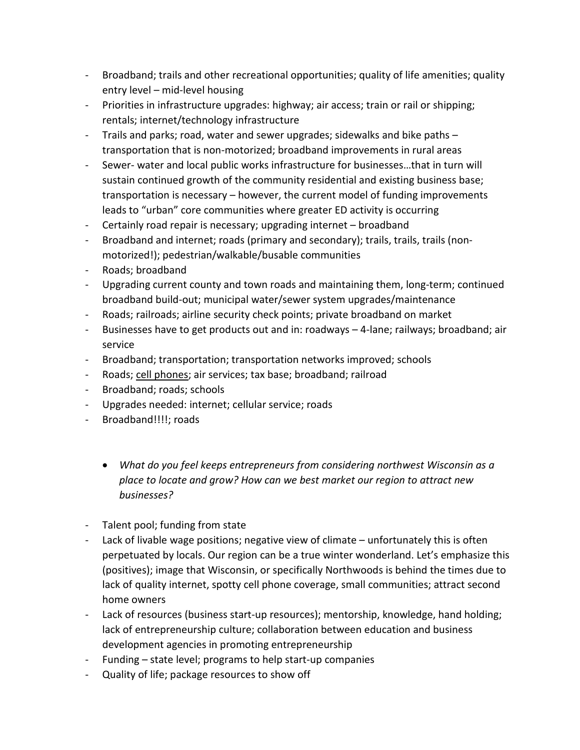- Broadband; trails and other recreational opportunities; quality of life amenities; quality entry level – mid-level housing
- Priorities in infrastructure upgrades: highway; air access; train or rail or shipping; rentals; internet/technology infrastructure
- Trails and parks; road, water and sewer upgrades; sidewalks and bike paths – transportation that is non-motorized; broadband improvements in rural areas
- Sewer- water and local public works infrastructure for businesses…that in turn will sustain continued growth of the community residential and existing business base; transportation is necessary – however, the current model of funding improvements leads to "urban" core communities where greater ED activity is occurring
- Certainly road repair is necessary; upgrading internet – broadband
- Broadband and internet; roads (primary and secondary); trails, trails, trails (non-motorized!); pedestrian/walkable/busable communities
- Roads; broadband
- Upgrading current county and town roads and maintaining them, long-term; continued broadband build-out; municipal water/sewer system upgrades/maintenance
- Roads; railroads; airline security check points; private broadband on market
- Businesses have to get products out and in: roadways – 4-lane; railways; broadband; air service
- Broadband; transportation; transportation networks improved; schools
- Roads; cell phones; air services; tax base; broadband; railroad
- Broadband; roads; schools
- Upgrades needed: internet; cellular service; roads
- Broadband!!!!; roads

- *What do you feel keeps entrepreneurs from considering northwest Wisconsin as a place to locate and grow? How can we best market our region to attract new businesses?*

- Talent pool; funding from state
- Lack of livable wage positions; negative view of climate – unfortunately this is often perpetuated by locals. Our region can be a true winter wonderland. Let's emphasize this (positives); image that Wisconsin, or specifically Northwoods is behind the times due to lack of quality internet, spotty cell phone coverage, small communities; attract second home owners
- Lack of resources (business start-up resources); mentorship, knowledge, hand holding; lack of entrepreneurship culture; collaboration between education and business development agencies in promoting entrepreneurship
- Funding – state level; programs to help start-up companies
- Quality of life; package resources to show off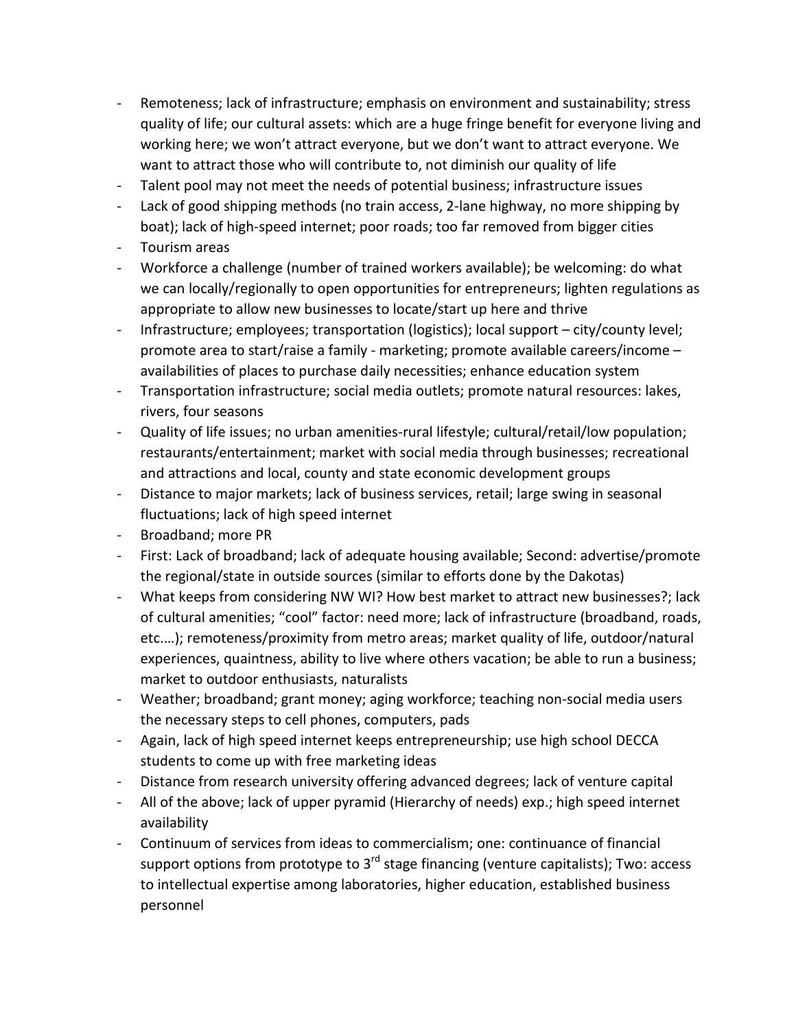- Remoteness; lack of infrastructure; emphasis on environment and sustainability; stress quality of life; our cultural assets: which are a huge fringe benefit for everyone living and working here; we won't attract everyone, but we don't want to attract everyone. We want to attract those who will contribute to, not diminish our quality of life
- Talent pool may not meet the needs of potential business; infrastructure issues
- Lack of good shipping methods (no train access, 2-lane highway, no more shipping by boat); lack of high-speed internet; poor roads; too far removed from bigger cities
- Tourism areas
- Workforce a challenge (number of trained workers available); be welcoming: do what we can locally/regionally to open opportunities for entrepreneurs; lighten regulations as appropriate to allow new businesses to locate/start up here and thrive
- Infrastructure; employees; transportation (logistics); local support – city/county level; promote area to start/raise a family - marketing; promote available careers/income – availabilities of places to purchase daily necessities; enhance education system
- Transportation infrastructure; social media outlets; promote natural resources: lakes, rivers, four seasons
- Quality of life issues; no urban amenities-rural lifestyle; cultural/retail/low population; restaurants/entertainment; market with social media through businesses; recreational and attractions and local, county and state economic development groups
- Distance to major markets; lack of business services, retail; large swing in seasonal fluctuations; lack of high speed internet
- Broadband; more PR
- First: Lack of broadband; lack of adequate housing available; Second: advertise/promote the regional/state in outside sources (similar to efforts done by the Dakotas)
- What keeps from considering NW WI? How best market to attract new businesses?; lack of cultural amenities; "cool" factor: need more; lack of infrastructure (broadband, roads, etc.…); remoteness/proximity from metro areas; market quality of life, outdoor/natural experiences, quaintness, ability to live where others vacation; be able to run a business; market to outdoor enthusiasts, naturalists
- Weather; broadband; grant money; aging workforce; teaching non-social media users the necessary steps to cell phones, computers, pads
- Again, lack of high speed internet keeps entrepreneurship; use high school DECCA students to come up with free marketing ideas
- Distance from research university offering advanced degrees; lack of venture capital
- All of the above; lack of upper pyramid (Hierarchy of needs) exp.; high speed internet availability
- Continuum of services from ideas to commercialism; one: continuance of financial support options from prototype to 3rd stage financing (venture capitalists); Two: access to intellectual expertise among laboratories, higher education, established business personnel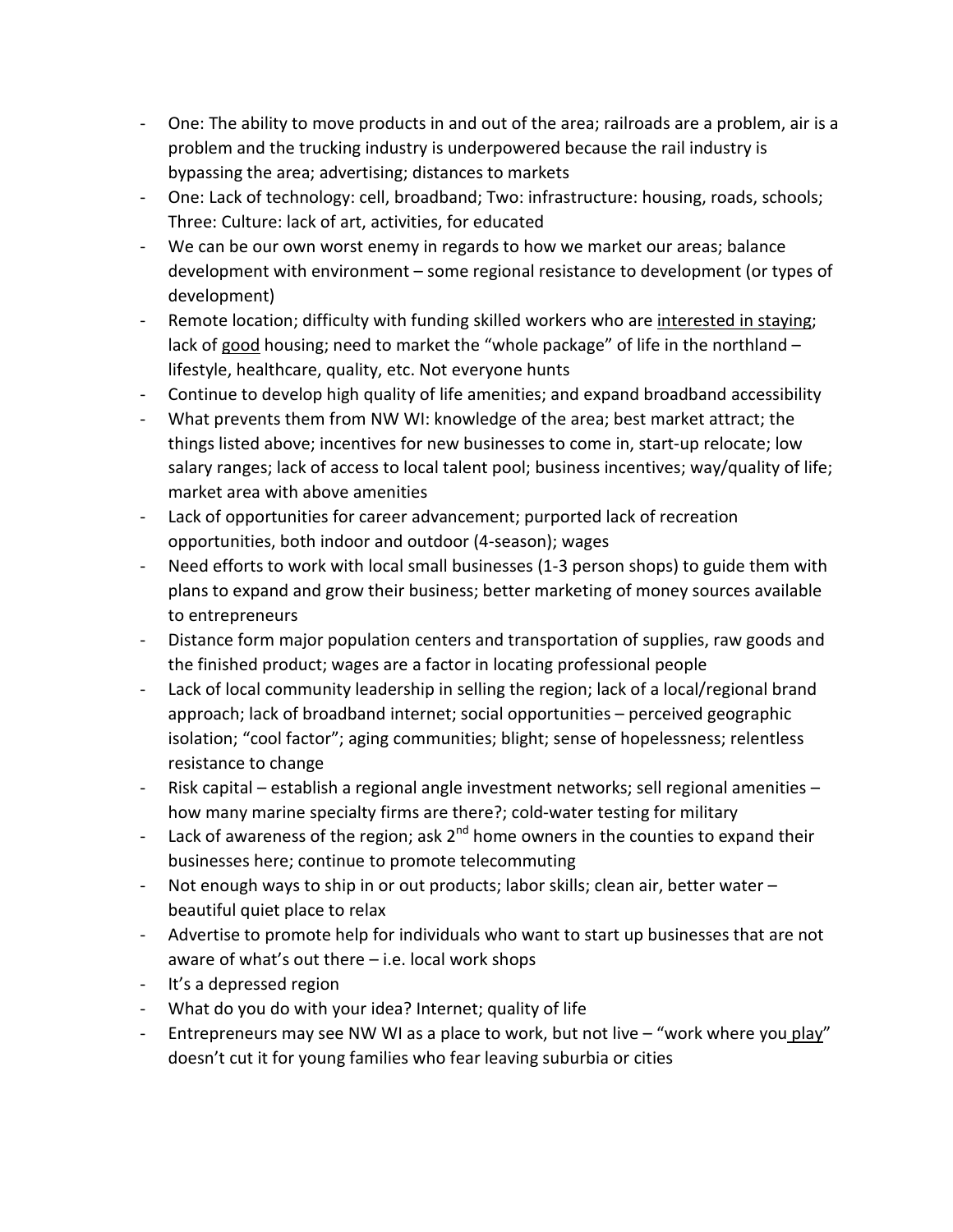- One: The ability to move products in and out of the area; railroads are a problem, air is a problem and the trucking industry is underpowered because the rail industry is bypassing the area; advertising; distances to markets
- One: Lack of technology: cell, broadband; Two: infrastructure: housing, roads, schools; Three: Culture: lack of art, activities, for educated
- We can be our own worst enemy in regards to how we market our areas; balance development with environment – some regional resistance to development (or types of development)
- Remote location; difficulty with funding skilled workers who are <u>interested in staying</u>; lack of <u>good</u> housing; need to market the "whole package" of life in the northland – lifestyle, healthcare, quality, etc. Not everyone hunts
- Continue to develop high quality of life amenities; and expand broadband accessibility
- What prevents them from NW WI: knowledge of the area; best market attract; the things listed above; incentives for new businesses to come in, start-up relocate; low salary ranges; lack of access to local talent pool; business incentives; way/quality of life; market area with above amenities
- Lack of opportunities for career advancement; purported lack of recreation opportunities, both indoor and outdoor (4-season); wages
- Need efforts to work with local small businesses (1-3 person shops) to guide them with plans to expand and grow their business; better marketing of money sources available to entrepreneurs
- Distance form major population centers and transportation of supplies, raw goods and the finished product; wages are a factor in locating professional people
- Lack of local community leadership in selling the region; lack of a local/regional brand approach; lack of broadband internet; social opportunities – perceived geographic isolation; "cool factor"; aging communities; blight; sense of hopelessness; relentless resistance to change
- Risk capital – establish a regional angle investment networks; sell regional amenities – how many marine specialty firms are there?; cold-water testing for military
- Lack of awareness of the region; ask 2nd home owners in the counties to expand their businesses here; continue to promote telecommuting
- Not enough ways to ship in or out products; labor skills; clean air, better water – beautiful quiet place to relax
- Advertise to promote help for individuals who want to start up businesses that are not aware of what's out there – i.e. local work shops
- It's a depressed region
- What do you do with your idea? Internet; quality of life
- Entrepreneurs may see NW WI as a place to work, but not live – "work where you <u>play</u>" doesn't cut it for young families who fear leaving suburbia or cities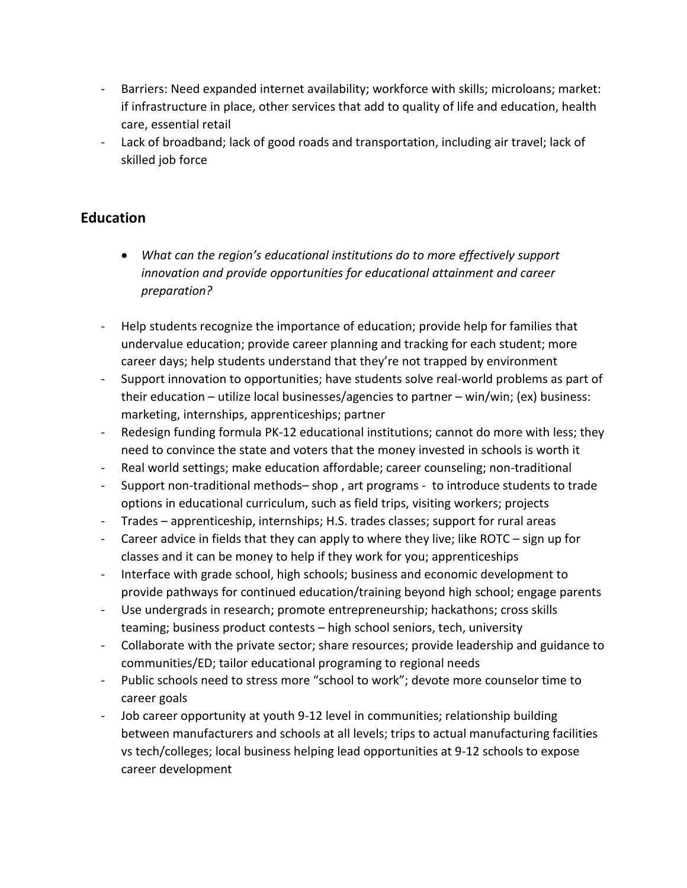- Barriers: Need expanded internet availability; workforce with skills; microloans; market: if infrastructure in place, other services that add to quality of life and education, health care, essential retail
- Lack of broadband; lack of good roads and transportation, including air travel; lack of skilled job force

## Education

- *What can the region's educational institutions do to more effectively support innovation and provide opportunities for educational attainment and career preparation?*

- Help students recognize the importance of education; provide help for families that undervalue education; provide career planning and tracking for each student; more career days; help students understand that they're not trapped by environment
- Support innovation to opportunities; have students solve real-world problems as part of their education – utilize local businesses/agencies to partner – win/win; (ex) business: marketing, internships, apprenticeships; partner
- Redesign funding formula PK-12 educational institutions; cannot do more with less; they need to convince the state and voters that the money invested in schools is worth it
- Real world settings; make education affordable; career counseling; non-traditional
- Support non-traditional methods– shop , art programs - to introduce students to trade options in educational curriculum, such as field trips, visiting workers; projects
- Trades – apprenticeship, internships; H.S. trades classes; support for rural areas
- Career advice in fields that they can apply to where they live; like ROTC – sign up for classes and it can be money to help if they work for you; apprenticeships
- Interface with grade school, high schools; business and economic development to provide pathways for continued education/training beyond high school; engage parents
- Use undergrads in research; promote entrepreneurship; hackathons; cross skills teaming; business product contests – high school seniors, tech, university
- Collaborate with the private sector; share resources; provide leadership and guidance to communities/ED; tailor educational programing to regional needs
- Public schools need to stress more "school to work"; devote more counselor time to career goals
- Job career opportunity at youth 9-12 level in communities; relationship building between manufacturers and schools at all levels; trips to actual manufacturing facilities vs tech/colleges; local business helping lead opportunities at 9-12 schools to expose career development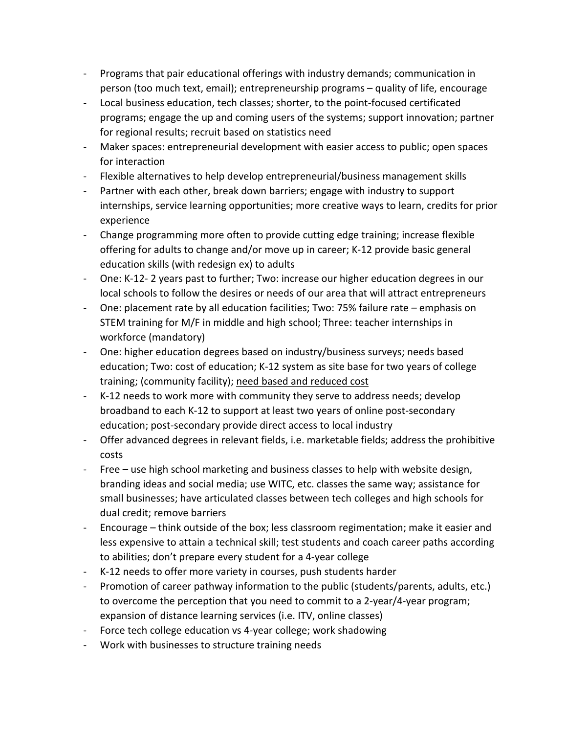- Programs that pair educational offerings with industry demands; communication in person (too much text, email); entrepreneurship programs – quality of life, encourage
- Local business education, tech classes; shorter, to the point-focused certificated programs; engage the up and coming users of the systems; support innovation; partner for regional results; recruit based on statistics need
- Maker spaces: entrepreneurial development with easier access to public; open spaces for interaction
- Flexible alternatives to help develop entrepreneurial/business management skills
- Partner with each other, break down barriers; engage with industry to support internships, service learning opportunities; more creative ways to learn, credits for prior experience
- Change programming more often to provide cutting edge training; increase flexible offering for adults to change and/or move up in career; K-12 provide basic general education skills (with redesign ex) to adults
- One: K-12- 2 years past to further; Two: increase our higher education degrees in our local schools to follow the desires or needs of our area that will attract entrepreneurs
- One: placement rate by all education facilities; Two: 75% failure rate – emphasis on STEM training for M/F in middle and high school; Three: teacher internships in workforce (mandatory)
- One: higher education degrees based on industry/business surveys; needs based education; Two: cost of education; K-12 system as site base for two years of college training; (community facility); <u>need based and reduced cost</u>
- K-12 needs to work more with community they serve to address needs; develop broadband to each K-12 to support at least two years of online post-secondary education; post-secondary provide direct access to local industry
- Offer advanced degrees in relevant fields, i.e. marketable fields; address the prohibitive costs
- Free – use high school marketing and business classes to help with website design, branding ideas and social media; use WITC, etc. classes the same way; assistance for small businesses; have articulated classes between tech colleges and high schools for dual credit; remove barriers
- Encourage – think outside of the box; less classroom regimentation; make it easier and less expensive to attain a technical skill; test students and coach career paths according to abilities; don't prepare every student for a 4-year college
- K-12 needs to offer more variety in courses, push students harder
- Promotion of career pathway information to the public (students/parents, adults, etc.) to overcome the perception that you need to commit to a 2-year/4-year program; expansion of distance learning services (i.e. ITV, online classes)
- Force tech college education vs 4-year college; work shadowing
- Work with businesses to structure training needs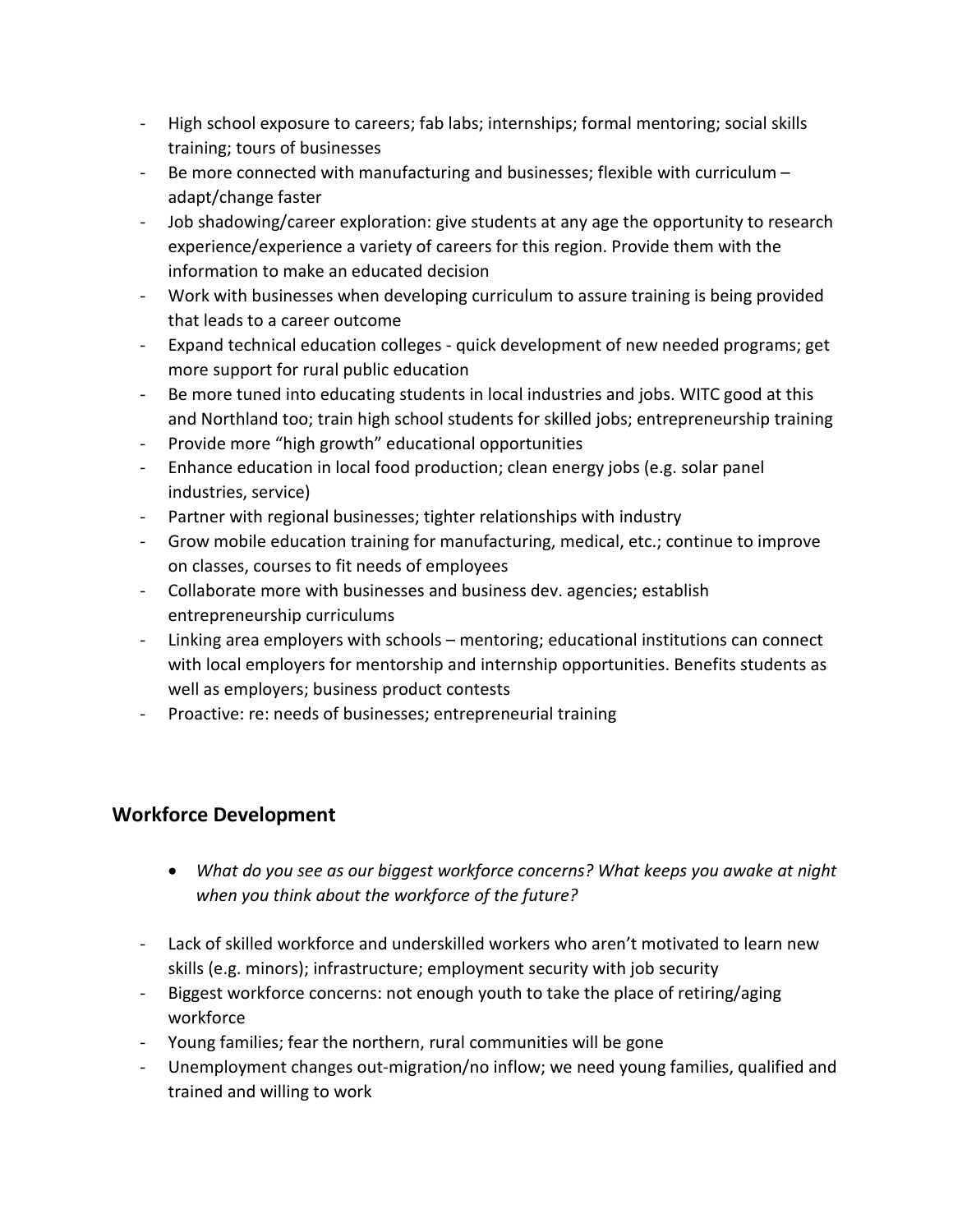- High school exposure to careers; fab labs; internships; formal mentoring; social skills training; tours of businesses
- Be more connected with manufacturing and businesses; flexible with curriculum – adapt/change faster
- Job shadowing/career exploration: give students at any age the opportunity to research experience/experience a variety of careers for this region. Provide them with the information to make an educated decision
- Work with businesses when developing curriculum to assure training is being provided that leads to a career outcome
- Expand technical education colleges - quick development of new needed programs; get more support for rural public education
- Be more tuned into educating students in local industries and jobs. WITC good at this and Northland too; train high school students for skilled jobs; entrepreneurship training
- Provide more "high growth" educational opportunities
- Enhance education in local food production; clean energy jobs (e.g. solar panel industries, service)
- Partner with regional businesses; tighter relationships with industry
- Grow mobile education training for manufacturing, medical, etc.; continue to improve on classes, courses to fit needs of employees
- Collaborate more with businesses and business dev. agencies; establish entrepreneurship curriculums
- Linking area employers with schools – mentoring; educational institutions can connect with local employers for mentorship and internship opportunities. Benefits students as well as employers; business product contests
- Proactive: re: needs of businesses; entrepreneurial training

## Workforce Development

- *What do you see as our biggest workforce concerns? What keeps you awake at night when you think about the workforce of the future?*

- Lack of skilled workforce and underskilled workers who aren't motivated to learn new skills (e.g. minors); infrastructure; employment security with job security
- Biggest workforce concerns: not enough youth to take the place of retiring/aging workforce
- Young families; fear the northern, rural communities will be gone
- Unemployment changes out-migration/no inflow; we need young families, qualified and trained and willing to work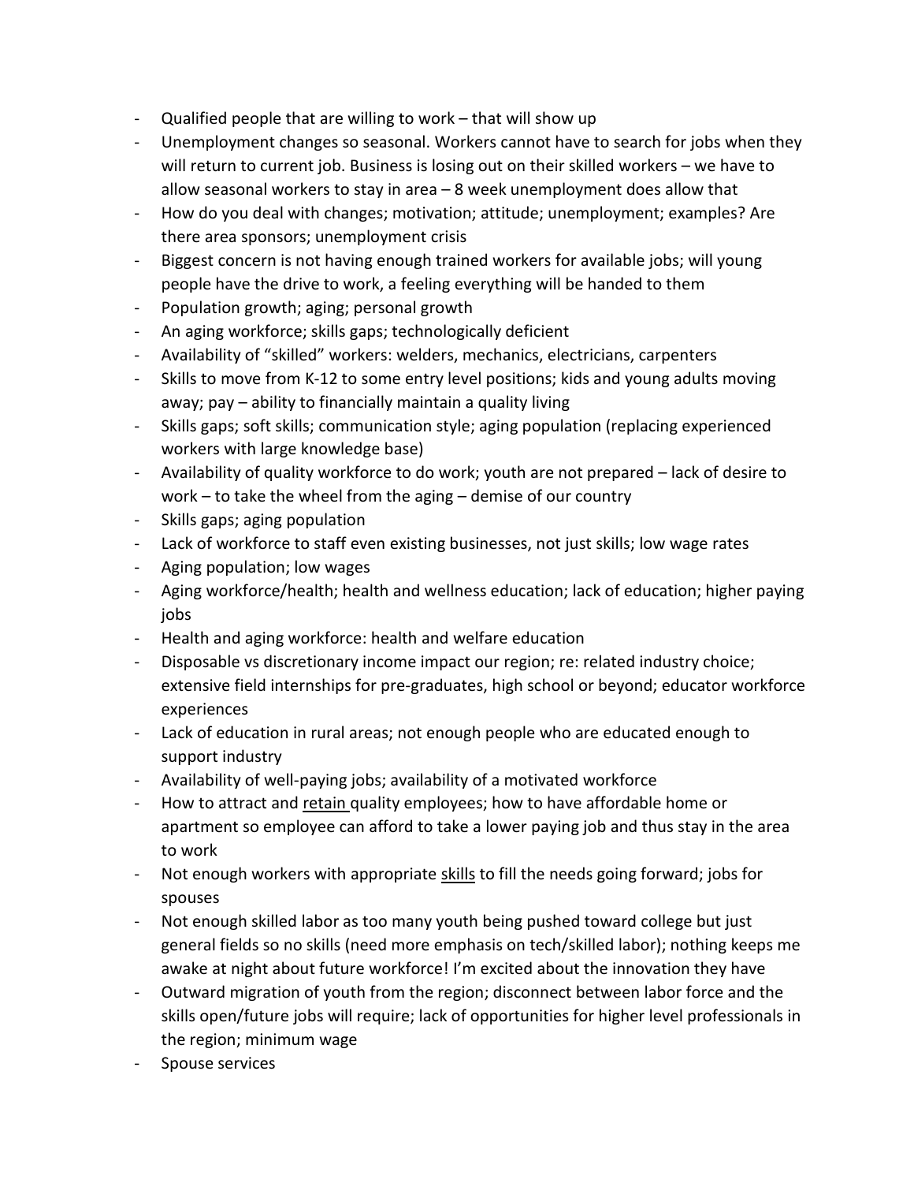- Qualified people that are willing to work – that will show up
- Unemployment changes so seasonal. Workers cannot have to search for jobs when they will return to current job. Business is losing out on their skilled workers – we have to allow seasonal workers to stay in area – 8 week unemployment does allow that
- How do you deal with changes; motivation; attitude; unemployment; examples? Are there area sponsors; unemployment crisis
- Biggest concern is not having enough trained workers for available jobs; will young people have the drive to work, a feeling everything will be handed to them
- Population growth; aging; personal growth
- An aging workforce; skills gaps; technologically deficient
- Availability of "skilled" workers: welders, mechanics, electricians, carpenters
- Skills to move from K-12 to some entry level positions; kids and young adults moving away; pay – ability to financially maintain a quality living
- Skills gaps; soft skills; communication style; aging population (replacing experienced workers with large knowledge base)
- Availability of quality workforce to do work; youth are not prepared – lack of desire to work – to take the wheel from the aging – demise of our country
- Skills gaps; aging population
- Lack of workforce to staff even existing businesses, not just skills; low wage rates
- Aging population; low wages
- Aging workforce/health; health and wellness education; lack of education; higher paying jobs
- Health and aging workforce: health and welfare education
- Disposable vs discretionary income impact our region; re: related industry choice; extensive field internships for pre-graduates, high school or beyond; educator workforce experiences
- Lack of education in rural areas; not enough people who are educated enough to support industry
- Availability of well-paying jobs; availability of a motivated workforce
- How to attract and <u>retain</u> quality employees; how to have affordable home or apartment so employee can afford to take a lower paying job and thus stay in the area to work
- Not enough workers with appropriate <u>skills</u> to fill the needs going forward; jobs for spouses
- Not enough skilled labor as too many youth being pushed toward college but just general fields so no skills (need more emphasis on tech/skilled labor); nothing keeps me awake at night about future workforce! I'm excited about the innovation they have
- Outward migration of youth from the region; disconnect between labor force and the skills open/future jobs will require; lack of opportunities for higher level professionals in the region; minimum wage
- Spouse services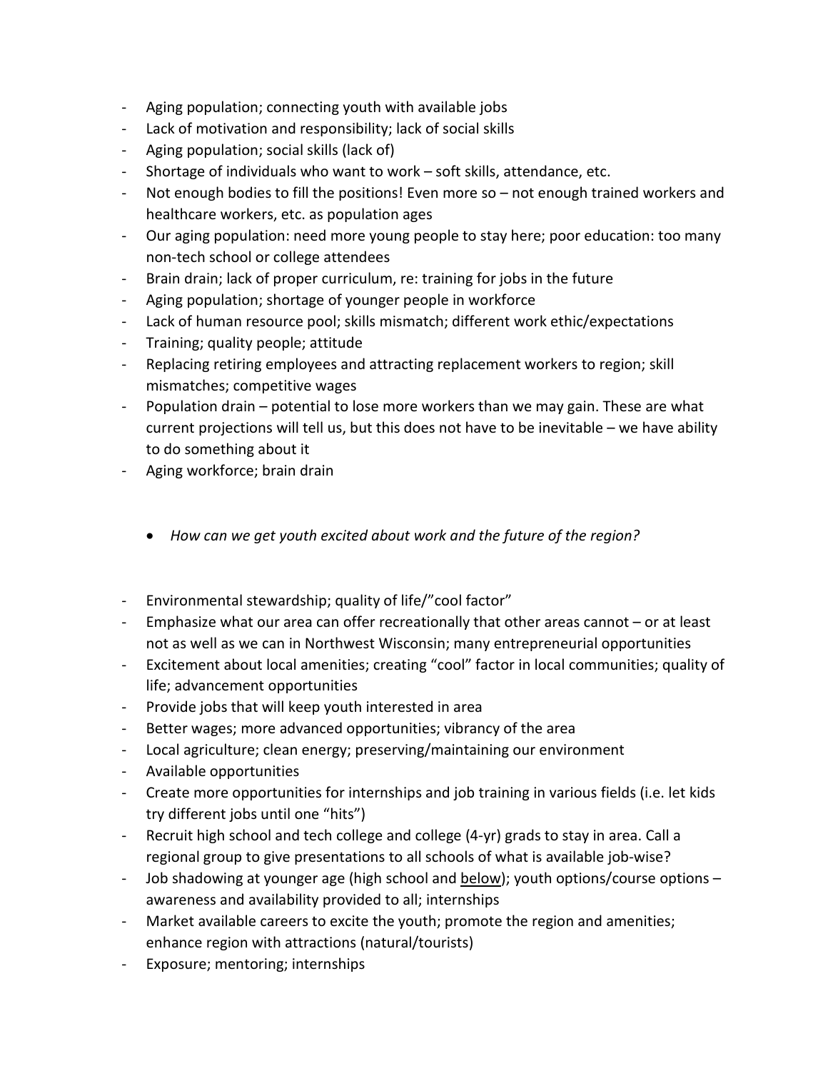- Aging population; connecting youth with available jobs
- Lack of motivation and responsibility; lack of social skills
- Aging population; social skills (lack of)
- Shortage of individuals who want to work – soft skills, attendance, etc.
- Not enough bodies to fill the positions! Even more so – not enough trained workers and healthcare workers, etc. as population ages
- Our aging population: need more young people to stay here; poor education: too many non-tech school or college attendees
- Brain drain; lack of proper curriculum, re: training for jobs in the future
- Aging population; shortage of younger people in workforce
- Lack of human resource pool; skills mismatch; different work ethic/expectations
- Training; quality people; attitude
- Replacing retiring employees and attracting replacement workers to region; skill mismatches; competitive wages
- Population drain – potential to lose more workers than we may gain. These are what current projections will tell us, but this does not have to be inevitable – we have ability to do something about it
- Aging workforce; brain drain

- *How can we get youth excited about work and the future of the region?*

- Environmental stewardship; quality of life/"cool factor"
- Emphasize what our area can offer recreationally that other areas cannot – or at least not as well as we can in Northwest Wisconsin; many entrepreneurial opportunities
- Excitement about local amenities; creating "cool" factor in local communities; quality of life; advancement opportunities
- Provide jobs that will keep youth interested in area
- Better wages; more advanced opportunities; vibrancy of the area
- Local agriculture; clean energy; preserving/maintaining our environment
- Available opportunities
- Create more opportunities for internships and job training in various fields (i.e. let kids try different jobs until one "hits")
- Recruit high school and tech college and college (4-yr) grads to stay in area. Call a regional group to give presentations to all schools of what is available job-wise?
- Job shadowing at younger age (high school and <u>below</u>); youth options/course options – awareness and availability provided to all; internships
- Market available careers to excite the youth; promote the region and amenities; enhance region with attractions (natural/tourists)
- Exposure; mentoring; internships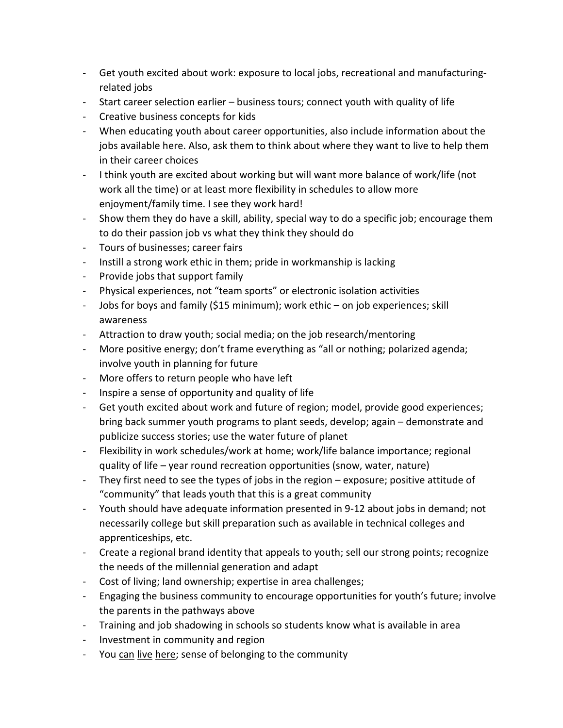- Get youth excited about work: exposure to local jobs, recreational and manufacturing-related jobs
- Start career selection earlier – business tours; connect youth with quality of life
- Creative business concepts for kids
- When educating youth about career opportunities, also include information about the jobs available here. Also, ask them to think about where they want to live to help them in their career choices
- I think youth are excited about working but will want more balance of work/life (not work all the time) or at least more flexibility in schedules to allow more enjoyment/family time. I see they work hard!
- Show them they do have a skill, ability, special way to do a specific job; encourage them to do their passion job vs what they think they should do
- Tours of businesses; career fairs
- Instill a strong work ethic in them; pride in workmanship is lacking
- Provide jobs that support family
- Physical experiences, not "team sports" or electronic isolation activities
- Jobs for boys and family ($15 minimum); work ethic – on job experiences; skill awareness
- Attraction to draw youth; social media; on the job research/mentoring
- More positive energy; don't frame everything as "all or nothing; polarized agenda; involve youth in planning for future
- More offers to return people who have left
- Inspire a sense of opportunity and quality of life
- Get youth excited about work and future of region; model, provide good experiences; bring back summer youth programs to plant seeds, develop; again – demonstrate and publicize success stories; use the water future of planet
- Flexibility in work schedules/work at home; work/life balance importance; regional quality of life – year round recreation opportunities (snow, water, nature)
- They first need to see the types of jobs in the region – exposure; positive attitude of "community" that leads youth that this is a great community
- Youth should have adequate information presented in 9-12 about jobs in demand; not necessarily college but skill preparation such as available in technical colleges and apprenticeships, etc.
- Create a regional brand identity that appeals to youth; sell our strong points; recognize the needs of the millennial generation and adapt
- Cost of living; land ownership; expertise in area challenges;
- Engaging the business community to encourage opportunities for youth's future; involve the parents in the pathways above
- Training and job shadowing in schools so students know what is available in area
- Investment in community and region
- You <u>can</u> <u>live</u> <u>here</u>; sense of belonging to the community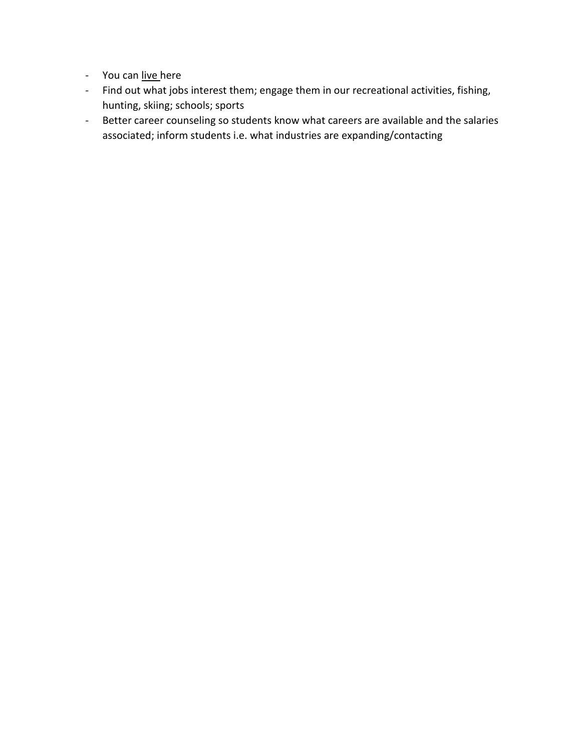- You can <u>live</u> here
- Find out what jobs interest them; engage them in our recreational activities, fishing, hunting, skiing; schools; sports
- Better career counseling so students know what careers are available and the salaries associated; inform students i.e. what industries are expanding/contacting